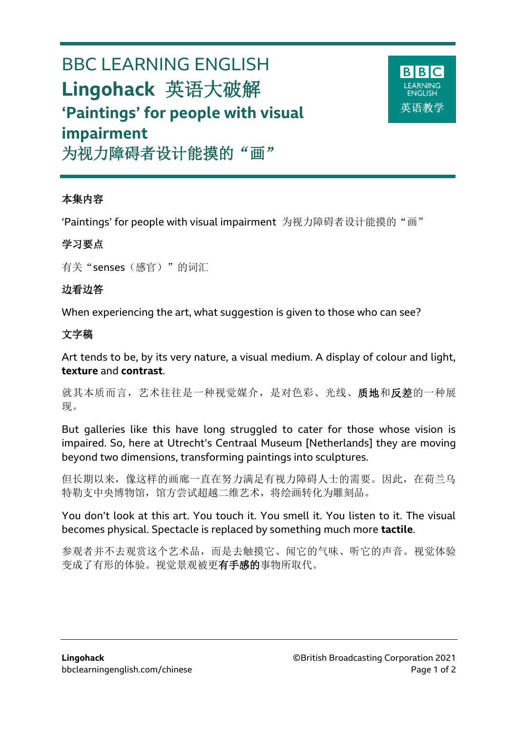# BBC LEARNING ENGLISH

# Lingohack 英语大破解

## 'Paintings' for people with visual impairment
## 为视力障碍者设计能摸的"画"

### 本集内容

'Paintings' for people with visual impairment 为视力障碍者设计能摸的"画"

### 学习要点

有关"senses（感官）"的词汇

### 边看边答

When experiencing the art, what suggestion is given to those who can see?

### 文字稿

Art tends to be, by its very nature, a visual medium. A display of colour and light, **texture** and **contrast**.

就其本质而言，艺术往往是一种视觉媒介，是对色彩、光线、**质地**和**反差**的一种展现。

But galleries like this have long struggled to cater for those whose vision is impaired. So, here at Utrecht's Centraal Museum [Netherlands] they are moving beyond two dimensions, transforming paintings into sculptures.

但长期以来，像这样的画廊一直在努力满足有视力障碍人士的需要。因此，在荷兰乌特勒支中央博物馆，馆方尝试超越二维艺术，将绘画转化为雕刻品。

You don't look at this art. You touch it. You smell it. You listen to it. The visual becomes physical. Spectacle is replaced by something much more **tactile**.

参观者并不去观赏这个艺术品，而是去触摸它、闻它的气味、听它的声音。视觉体验变成了有形的体验。视觉景观被更**有手感的**事物所取代。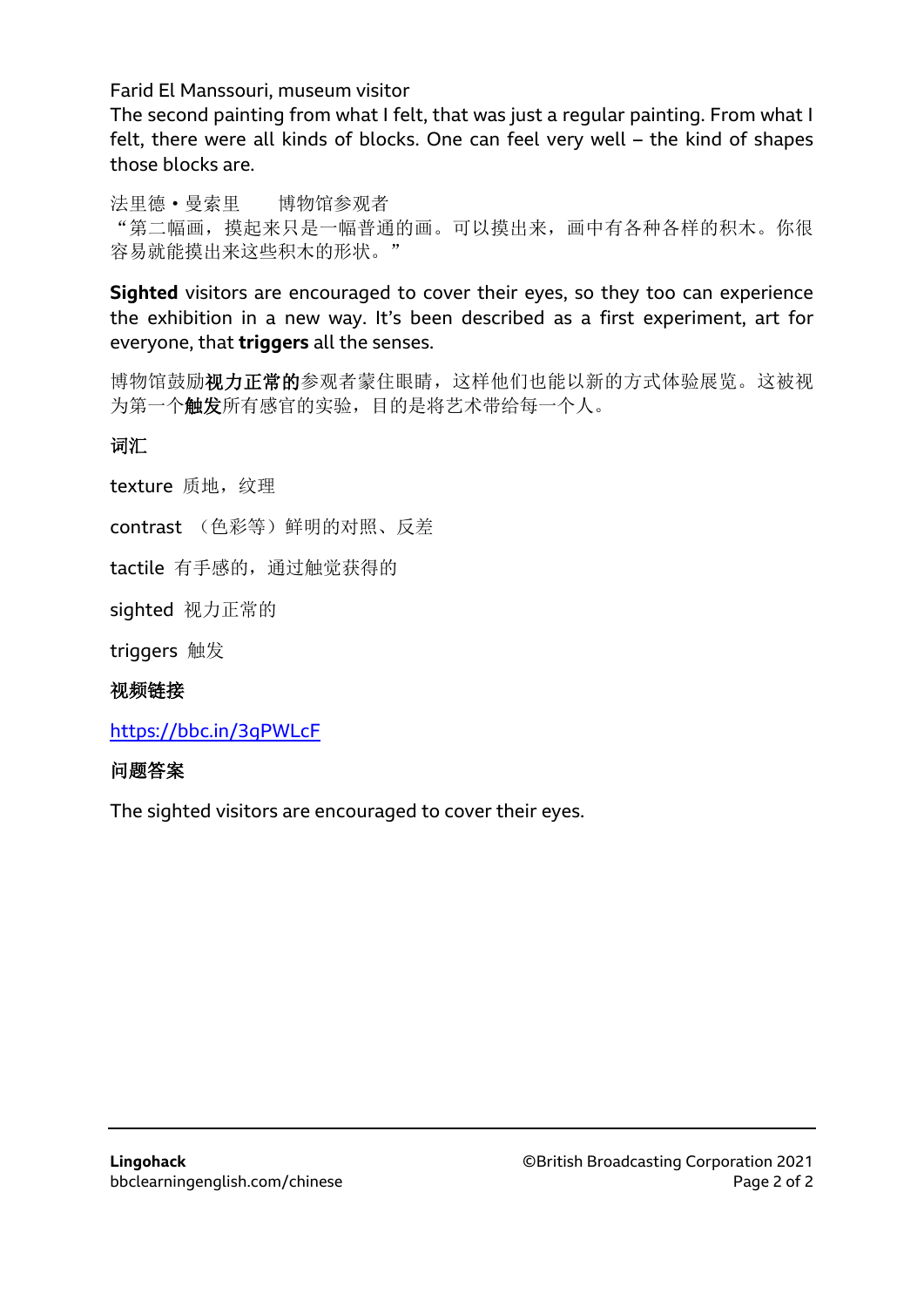Farid El Manssouri, museum visitor
The second painting from what I felt, that was just a regular painting. From what I felt, there were all kinds of blocks. One can feel very well – the kind of shapes those blocks are.

法里德・曼索里　　博物馆参观者
“第二幅画，摸起来只是一幅普通的画。可以摸出来，画中有各种各样的积木。你很容易就能摸出来这些积木的形状。”

**Sighted** visitors are encouraged to cover their eyes, so they too can experience the exhibition in a new way. It's been described as a first experiment, art for everyone, that **triggers** all the senses.

博物馆鼓励**视力正常的**参观者蒙住眼睛，这样他们也能以新的方式体验展览。这被视为第一个**触发**所有感官的实验，目的是将艺术带给每一个人。

**词汇**

texture 质地，纹理

contrast （色彩等）鲜明的对照、反差

tactile 有手感的，通过触觉获得的

sighted 视力正常的

triggers 触发

**视频链接**

https://bbc.in/3qPWLcF

**问题答案**

The sighted visitors are encouraged to cover their eyes.